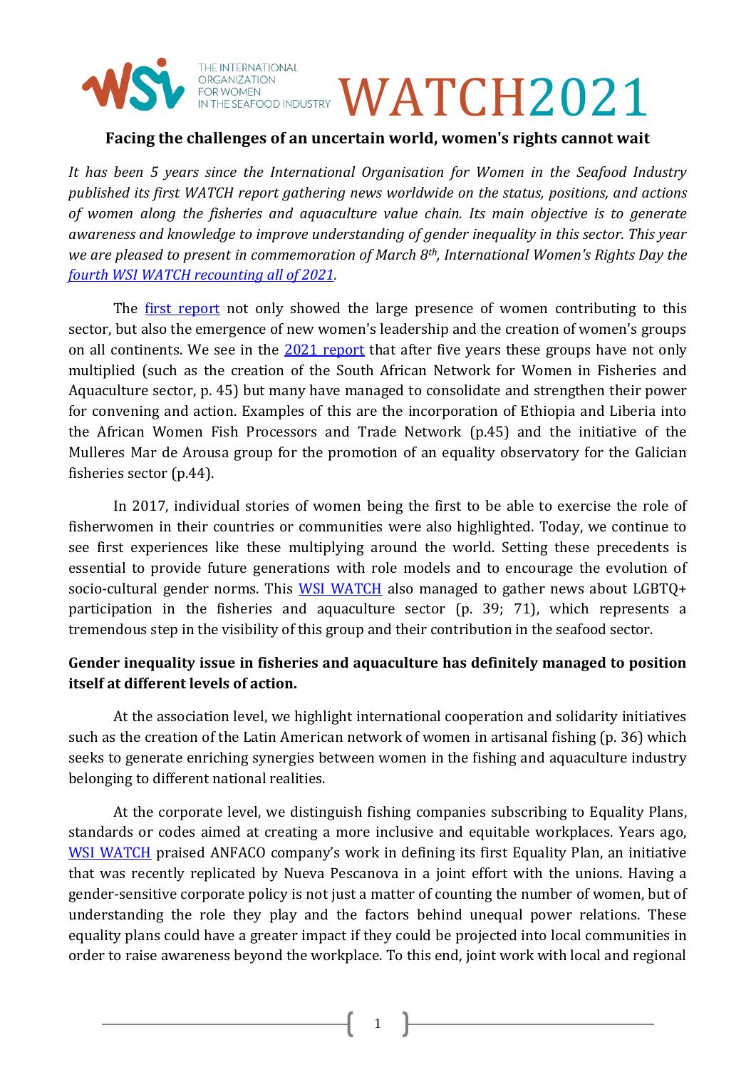THE INTERNATIONAL ORGANIZATION FOR WOMEN IN THE SEAFOOD INDUSTRY

# WATCH2021

## Facing the challenges of an uncertain world, women's rights cannot wait

*It has been 5 years since the International Organisation for Women in the Seafood Industry published its first WATCH report gathering news worldwide on the status, positions, and actions of women along the fisheries and aquaculture value chain. Its main objective is to generate awareness and knowledge to improve understanding of gender inequality in this sector. This year we are pleased to present in commemoration of March 8th, International Women's Rights Day the fourth WSI WATCH recounting all of 2021.*

The first report not only showed the large presence of women contributing to this sector, but also the emergence of new women's leadership and the creation of women's groups on all continents. We see in the 2021 report that after five years these groups have not only multiplied (such as the creation of the South African Network for Women in Fisheries and Aquaculture sector, p. 45) but many have managed to consolidate and strengthen their power for convening and action. Examples of this are the incorporation of Ethiopia and Liberia into the African Women Fish Processors and Trade Network (p.45) and the initiative of the Mulleres Mar de Arousa group for the promotion of an equality observatory for the Galician fisheries sector (p.44).

In 2017, individual stories of women being the first to be able to exercise the role of fisherwomen in their countries or communities were also highlighted. Today, we continue to see first experiences like these multiplying around the world. Setting these precedents is essential to provide future generations with role models and to encourage the evolution of socio-cultural gender norms. This WSI WATCH also managed to gather news about LGBTQ+ participation in the fisheries and aquaculture sector (p. 39; 71), which represents a tremendous step in the visibility of this group and their contribution in the seafood sector.

**Gender inequality issue in fisheries and aquaculture has definitely managed to position itself at different levels of action.**

At the association level, we highlight international cooperation and solidarity initiatives such as the creation of the Latin American network of women in artisanal fishing (p. 36) which seeks to generate enriching synergies between women in the fishing and aquaculture industry belonging to different national realities.

At the corporate level, we distinguish fishing companies subscribing to Equality Plans, standards or codes aimed at creating a more inclusive and equitable workplaces. Years ago, WSI WATCH praised ANFACO company's work in defining its first Equality Plan, an initiative that was recently replicated by Nueva Pescanova in a joint effort with the unions. Having a gender-sensitive corporate policy is not just a matter of counting the number of women, but of understanding the role they play and the factors behind unequal power relations. These equality plans could have a greater impact if they could be projected into local communities in order to raise awareness beyond the workplace. To this end, joint work with local and regional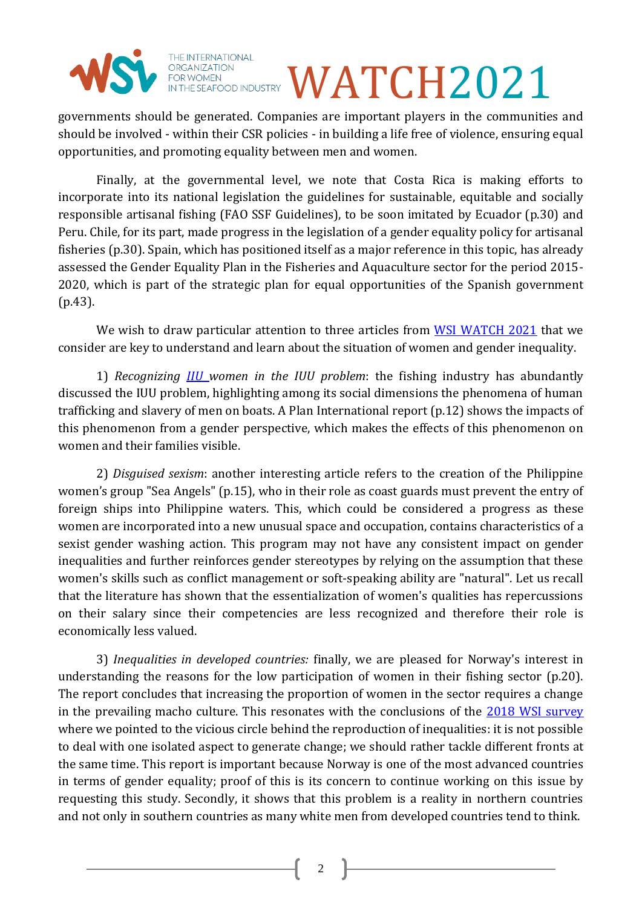governments should be generated. Companies are important players in the communities and should be involved - within their CSR policies - in building a life free of violence, ensuring equal opportunities, and promoting equality between men and women.

Finally, at the governmental level, we note that Costa Rica is making efforts to incorporate into its national legislation the guidelines for sustainable, equitable and socially responsible artisanal fishing (FAO SSF Guidelines), to be soon imitated by Ecuador (p.30) and Peru. Chile, for its part, made progress in the legislation of a gender equality policy for artisanal fisheries (p.30). Spain, which has positioned itself as a major reference in this topic, has already assessed the Gender Equality Plan in the Fisheries and Aquaculture sector for the period 2015-2020, which is part of the strategic plan for equal opportunities of the Spanish government (p.43).

We wish to draw particular attention to three articles from WSI WATCH 2021 that we consider are key to understand and learn about the situation of women and gender inequality.

1) *Recognizing IIU women in the IUU problem*: the fishing industry has abundantly discussed the IUU problem, highlighting among its social dimensions the phenomena of human trafficking and slavery of men on boats. A Plan International report (p.12) shows the impacts of this phenomenon from a gender perspective, which makes the effects of this phenomenon on women and their families visible.

2) *Disguised sexism*: another interesting article refers to the creation of the Philippine women's group "Sea Angels" (p.15), who in their role as coast guards must prevent the entry of foreign ships into Philippine waters. This, which could be considered a progress as these women are incorporated into a new unusual space and occupation, contains characteristics of a sexist gender washing action. This program may not have any consistent impact on gender inequalities and further reinforces gender stereotypes by relying on the assumption that these women's skills such as conflict management or soft-speaking ability are "natural". Let us recall that the literature has shown that the essentialization of women's qualities has repercussions on their salary since their competencies are less recognized and therefore their role is economically less valued.

3) *Inequalities in developed countries:* finally, we are pleased for Norway's interest in understanding the reasons for the low participation of women in their fishing sector (p.20). The report concludes that increasing the proportion of women in the sector requires a change in the prevailing macho culture. This resonates with the conclusions of the 2018 WSI survey where we pointed to the vicious circle behind the reproduction of inequalities: it is not possible to deal with one isolated aspect to generate change; we should rather tackle different fronts at the same time. This report is important because Norway is one of the most advanced countries in terms of gender equality; proof of this is its concern to continue working on this issue by requesting this study. Secondly, it shows that this problem is a reality in northern countries and not only in southern countries as many white men from developed countries tend to think.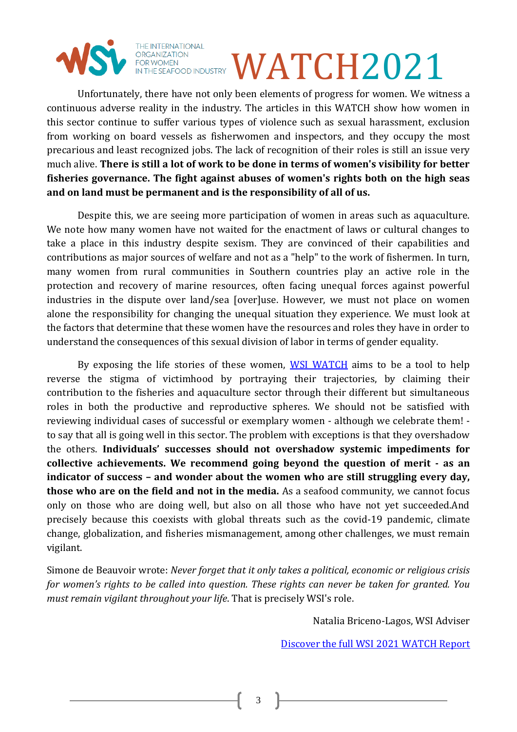Unfortunately, there have not only been elements of progress for women. We witness a continuous adverse reality in the industry. The articles in this WATCH show how women in this sector continue to suffer various types of violence such as sexual harassment, exclusion from working on board vessels as fisherwomen and inspectors, and they occupy the most precarious and least recognized jobs. The lack of recognition of their roles is still an issue very much alive. **There is still a lot of work to be done in terms of women's visibility for better fisheries governance. The fight against abuses of women's rights both on the high seas and on land must be permanent and is the responsibility of all of us.**

Despite this, we are seeing more participation of women in areas such as aquaculture. We note how many women have not waited for the enactment of laws or cultural changes to take a place in this industry despite sexism. They are convinced of their capabilities and contributions as major sources of welfare and not as a "help" to the work of fishermen. In turn, many women from rural communities in Southern countries play an active role in the protection and recovery of marine resources, often facing unequal forces against powerful industries in the dispute over land/sea [over]use. However, we must not place on women alone the responsibility for changing the unequal situation they experience. We must look at the factors that determine that these women have the resources and roles they have in order to understand the consequences of this sexual division of labor in terms of gender equality.

By exposing the life stories of these women, WSI WATCH aims to be a tool to help reverse the stigma of victimhood by portraying their trajectories, by claiming their contribution to the fisheries and aquaculture sector through their different but simultaneous roles in both the productive and reproductive spheres. We should not be satisfied with reviewing individual cases of successful or exemplary women - although we celebrate them! - to say that all is going well in this sector. The problem with exceptions is that they overshadow the others. **Individuals' successes should not overshadow systemic impediments for collective achievements. We recommend going beyond the question of merit - as an indicator of success – and wonder about the women who are still struggling every day, those who are on the field and not in the media.** As a seafood community, we cannot focus only on those who are doing well, but also on all those who have not yet succeeded.And precisely because this coexists with global threats such as the covid-19 pandemic, climate change, globalization, and fisheries mismanagement, among other challenges, we must remain vigilant.

Simone de Beauvoir wrote: *Never forget that it only takes a political, economic or religious crisis for women's rights to be called into question. These rights can never be taken for granted. You must remain vigilant throughout your life.* That is precisely WSI's role.

Natalia Briceno-Lagos, WSI Adviser

Discover the full WSI 2021 WATCH Report